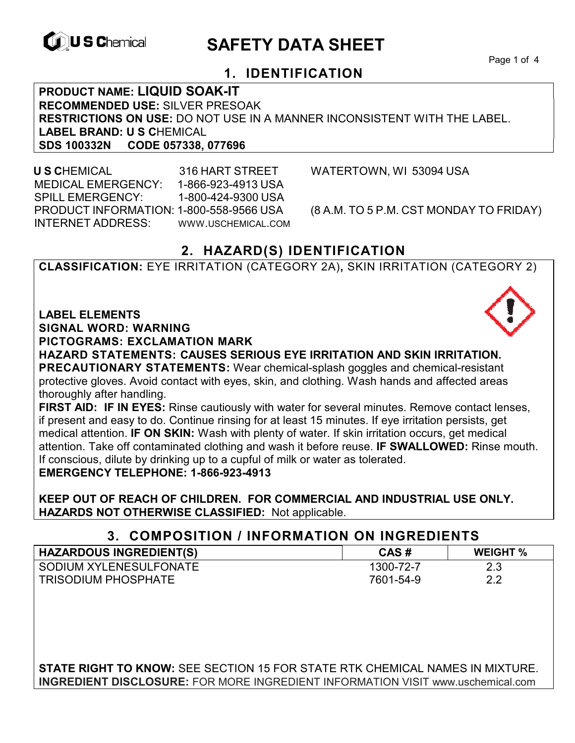# SAFETY DATA SHEET

## 1. IDENTIFICATION

**PRODUCT NAME: LIQUID SOAK-IT**
**RECOMMENDED USE:** SILVER PRESOAK
**RESTRICTIONS ON USE:** DO NOT USE IN A MANNER INCONSISTENT WITH THE LABEL.
**LABEL BRAND: U S C**HEMICAL
**SDS 100332N CODE 057338, 077696**

**U S C**HEMICAL 316 HART STREET WATERTOWN, WI 53094 USA
MEDICAL EMERGENCY: 1-866-923-4913 USA
SPILL EMERGENCY: 1-800-424-9300 USA
PRODUCT INFORMATION: 1-800-558-9566 USA (8 A.M. TO 5 P.M. CST MONDAY TO FRIDAY)
INTERNET ADDRESS: WWW.USCHEMICAL.COM

## 2. HAZARD(S) IDENTIFICATION

**CLASSIFICATION:** EYE IRRITATION (CATEGORY 2A)**,** SKIN IRRITATION (CATEGORY 2)

**LABEL ELEMENTS**
**SIGNAL WORD: WARNING**
**PICTOGRAMS: EXCLAMATION MARK**
**HAZARD STATEMENTS: CAUSES SERIOUS EYE IRRITATION AND SKIN IRRITATION.**
**PRECAUTIONARY STATEMENTS:** Wear chemical-splash goggles and chemical-resistant protective gloves. Avoid contact with eyes, skin, and clothing. Wash hands and affected areas thoroughly after handling.
**FIRST AID: IF IN EYES:** Rinse cautiously with water for several minutes. Remove contact lenses, if present and easy to do. Continue rinsing for at least 15 minutes. If eye irritation persists, get medical attention. **IF ON SKIN:** Wash with plenty of water. If skin irritation occurs, get medical attention. Take off contaminated clothing and wash it before reuse. **IF SWALLOWED:** Rinse mouth. If conscious, dilute by drinking up to a cupful of milk or water as tolerated.
**EMERGENCY TELEPHONE: 1-866-923-4913**

**KEEP OUT OF REACH OF CHILDREN. FOR COMMERCIAL AND INDUSTRIAL USE ONLY.**
**HAZARDS NOT OTHERWISE CLASSIFIED:** Not applicable.

## 3. COMPOSITION / INFORMATION ON INGREDIENTS

| HAZARDOUS INGREDIENT(S) | CAS # | WEIGHT % |
|---|---|---|
| SODIUM XYLENESULFONATE | 1300-72-7 | 2.3 |
| TRISODIUM PHOSPHATE | 7601-54-9 | 2.2 |

**STATE RIGHT TO KNOW:** SEE SECTION 15 FOR STATE RTK CHEMICAL NAMES IN MIXTURE.
**INGREDIENT DISCLOSURE:** FOR MORE INGREDIENT INFORMATION VISIT www.uschemical.com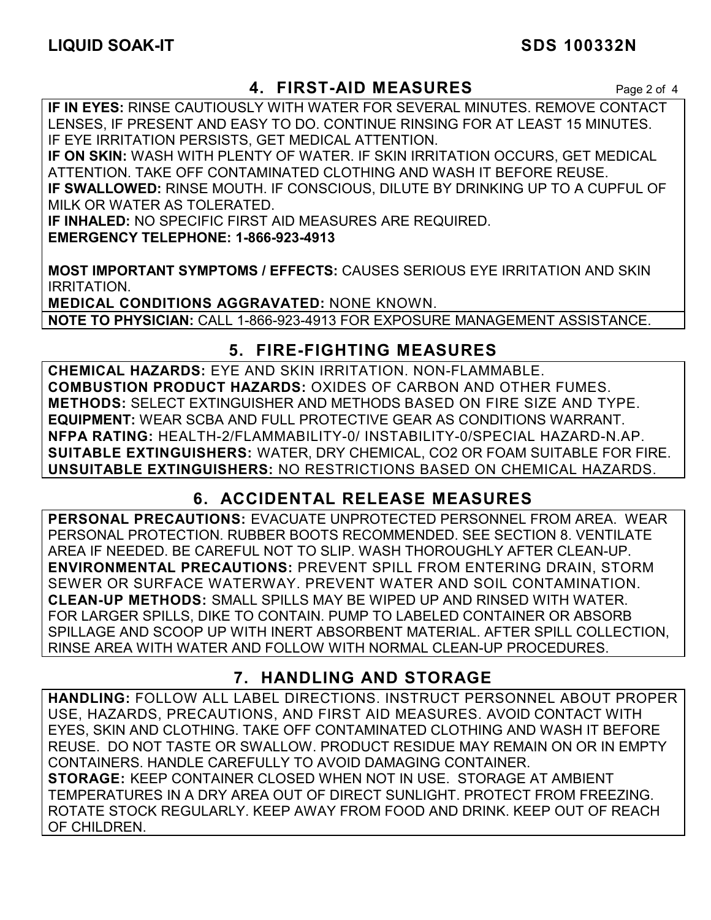## 4. FIRST-AID MEASURES

**IF IN EYES:** RINSE CAUTIOUSLY WITH WATER FOR SEVERAL MINUTES. REMOVE CONTACT LENSES, IF PRESENT AND EASY TO DO. CONTINUE RINSING FOR AT LEAST 15 MINUTES. IF EYE IRRITATION PERSISTS, GET MEDICAL ATTENTION.
**IF ON SKIN:** WASH WITH PLENTY OF WATER. IF SKIN IRRITATION OCCURS, GET MEDICAL ATTENTION. TAKE OFF CONTAMINATED CLOTHING AND WASH IT BEFORE REUSE.
**IF SWALLOWED:** RINSE MOUTH. IF CONSCIOUS, DILUTE BY DRINKING UP TO A CUPFUL OF MILK OR WATER AS TOLERATED.
**IF INHALED:** NO SPECIFIC FIRST AID MEASURES ARE REQUIRED.
**EMERGENCY TELEPHONE: 1-866-923-4913**

**MOST IMPORTANT SYMPTOMS / EFFECTS:** CAUSES SERIOUS EYE IRRITATION AND SKIN IRRITATION.
**MEDICAL CONDITIONS AGGRAVATED:** NONE KNOWN.
**NOTE TO PHYSICIAN:** CALL 1-866-923-4913 FOR EXPOSURE MANAGEMENT ASSISTANCE.

## 5. FIRE-FIGHTING MEASURES

**CHEMICAL HAZARDS:** EYE AND SKIN IRRITATION. NON-FLAMMABLE.
**COMBUSTION PRODUCT HAZARDS:** OXIDES OF CARBON AND OTHER FUMES.
**METHODS:** SELECT EXTINGUISHER AND METHODS BASED ON FIRE SIZE AND TYPE.
**EQUIPMENT:** WEAR SCBA AND FULL PROTECTIVE GEAR AS CONDITIONS WARRANT.
**NFPA RATING:** HEALTH-2/FLAMMABILITY-0/ INSTABILITY-0/SPECIAL HAZARD-N.AP.
**SUITABLE EXTINGUISHERS:** WATER, DRY CHEMICAL, CO2 OR FOAM SUITABLE FOR FIRE.
**UNSUITABLE EXTINGUISHERS:** NO RESTRICTIONS BASED ON CHEMICAL HAZARDS.

## 6. ACCIDENTAL RELEASE MEASURES

**PERSONAL PRECAUTIONS:** EVACUATE UNPROTECTED PERSONNEL FROM AREA. WEAR PERSONAL PROTECTION. RUBBER BOOTS RECOMMENDED. SEE SECTION 8. VENTILATE AREA IF NEEDED. BE CAREFUL NOT TO SLIP. WASH THOROUGHLY AFTER CLEAN-UP.
**ENVIRONMENTAL PRECAUTIONS:** PREVENT SPILL FROM ENTERING DRAIN, STORM SEWER OR SURFACE WATERWAY. PREVENT WATER AND SOIL CONTAMINATION.
**CLEAN-UP METHODS:** SMALL SPILLS MAY BE WIPED UP AND RINSED WITH WATER. FOR LARGER SPILLS, DIKE TO CONTAIN. PUMP TO LABELED CONTAINER OR ABSORB SPILLAGE AND SCOOP UP WITH INERT ABSORBENT MATERIAL. AFTER SPILL COLLECTION, RINSE AREA WITH WATER AND FOLLOW WITH NORMAL CLEAN-UP PROCEDURES.

## 7. HANDLING AND STORAGE

**HANDLING:** FOLLOW ALL LABEL DIRECTIONS. INSTRUCT PERSONNEL ABOUT PROPER USE, HAZARDS, PRECAUTIONS, AND FIRST AID MEASURES. AVOID CONTACT WITH EYES, SKIN AND CLOTHING. TAKE OFF CONTAMINATED CLOTHING AND WASH IT BEFORE REUSE. DO NOT TASTE OR SWALLOW. PRODUCT RESIDUE MAY REMAIN ON OR IN EMPTY CONTAINERS. HANDLE CAREFULLY TO AVOID DAMAGING CONTAINER.
**STORAGE:** KEEP CONTAINER CLOSED WHEN NOT IN USE. STORAGE AT AMBIENT TEMPERATURES IN A DRY AREA OUT OF DIRECT SUNLIGHT. PROTECT FROM FREEZING. ROTATE STOCK REGULARLY. KEEP AWAY FROM FOOD AND DRINK. KEEP OUT OF REACH OF CHILDREN.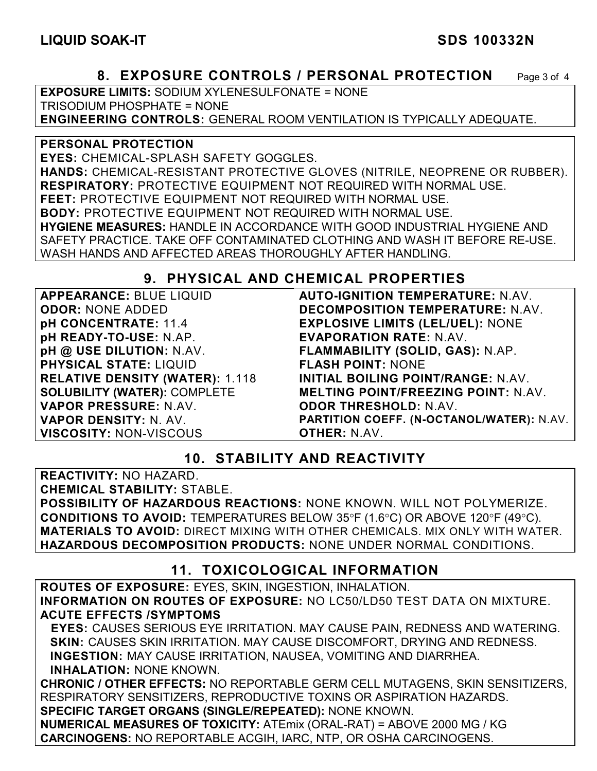## 8. EXPOSURE CONTROLS / PERSONAL PROTECTION

**EXPOSURE LIMITS:** SODIUM XYLENESULFONATE = NONE
TRISODIUM PHOSPHATE = NONE
**ENGINEERING CONTROLS:** GENERAL ROOM VENTILATION IS TYPICALLY ADEQUATE.

**PERSONAL PROTECTION**
**EYES:** CHEMICAL-SPLASH SAFETY GOGGLES.
**HANDS:** CHEMICAL-RESISTANT PROTECTIVE GLOVES (NITRILE, NEOPRENE OR RUBBER).
**RESPIRATORY:** PROTECTIVE EQUIPMENT NOT REQUIRED WITH NORMAL USE.
**FEET:** PROTECTIVE EQUIPMENT NOT REQUIRED WITH NORMAL USE.
**BODY:** PROTECTIVE EQUIPMENT NOT REQUIRED WITH NORMAL USE.
**HYGIENE MEASURES:** HANDLE IN ACCORDANCE WITH GOOD INDUSTRIAL HYGIENE AND SAFETY PRACTICE. TAKE OFF CONTAMINATED CLOTHING AND WASH IT BEFORE RE-USE. WASH HANDS AND AFFECTED AREAS THOROUGHLY AFTER HANDLING.

## 9. PHYSICAL AND CHEMICAL PROPERTIES

**APPEARANCE:** BLUE LIQUID
**ODOR:** NONE ADDED
**pH CONCENTRATE:** 11.4
**pH READY-TO-USE:** N.AP.
**pH @ USE DILUTION:** N.AV.
**PHYSICAL STATE:** LIQUID
**RELATIVE DENSITY (WATER):** 1.118
**SOLUBILITY (WATER):** COMPLETE
**VAPOR PRESSURE:** N.AV.
**VAPOR DENSITY:** N. AV.
**VISCOSITY:** NON-VISCOUS
**AUTO-IGNITION TEMPERATURE:** N.AV.
**DECOMPOSITION TEMPERATURE:** N.AV.
**EXPLOSIVE LIMITS (LEL/UEL):** NONE
**EVAPORATION RATE:** N.AV.
**FLAMMABILITY (SOLID, GAS):** N.AP.
**FLASH POINT:** NONE
**INITIAL BOILING POINT/RANGE:** N.AV.
**MELTING POINT/FREEZING POINT:** N.AV.
**ODOR THRESHOLD:** N.AV.
**PARTITION COEFF. (N-OCTANOL/WATER):** N.AV.
**OTHER:** N.AV.

## 10. STABILITY AND REACTIVITY

**REACTIVITY:** NO HAZARD.
**CHEMICAL STABILITY:** STABLE.
**POSSIBILITY OF HAZARDOUS REACTIONS:** NONE KNOWN. WILL NOT POLYMERIZE.
**CONDITIONS TO AVOID:** TEMPERATURES BELOW 35°F (1.6°C) OR ABOVE 120°F (49°C).
**MATERIALS TO AVOID:** DIRECT MIXING WITH OTHER CHEMICALS. MIX ONLY WITH WATER.
**HAZARDOUS DECOMPOSITION PRODUCTS:** NONE UNDER NORMAL CONDITIONS.

## 11. TOXICOLOGICAL INFORMATION

**ROUTES OF EXPOSURE:** EYES, SKIN, INGESTION, INHALATION.
**INFORMATION ON ROUTES OF EXPOSURE:** NO LC50/LD50 TEST DATA ON MIXTURE.
**ACUTE EFFECTS /SYMPTOMS**
**EYES:** CAUSES SERIOUS EYE IRRITATION. MAY CAUSE PAIN, REDNESS AND WATERING.
**SKIN:** CAUSES SKIN IRRITATION. MAY CAUSE DISCOMFORT, DRYING AND REDNESS.
**INGESTION:** MAY CAUSE IRRITATION, NAUSEA, VOMITING AND DIARRHEA.
**INHALATION:** NONE KNOWN.
**CHRONIC / OTHER EFFECTS:** NO REPORTABLE GERM CELL MUTAGENS, SKIN SENSITIZERS, RESPIRATORY SENSITIZERS, REPRODUCTIVE TOXINS OR ASPIRATION HAZARDS.
**SPECIFIC TARGET ORGANS (SINGLE/REPEATED):** NONE KNOWN.
**NUMERICAL MEASURES OF TOXICITY:** ATEmix (ORAL-RAT) = ABOVE 2000 MG / KG
**CARCINOGENS:** NO REPORTABLE ACGIH, IARC, NTP, OR OSHA CARCINOGENS.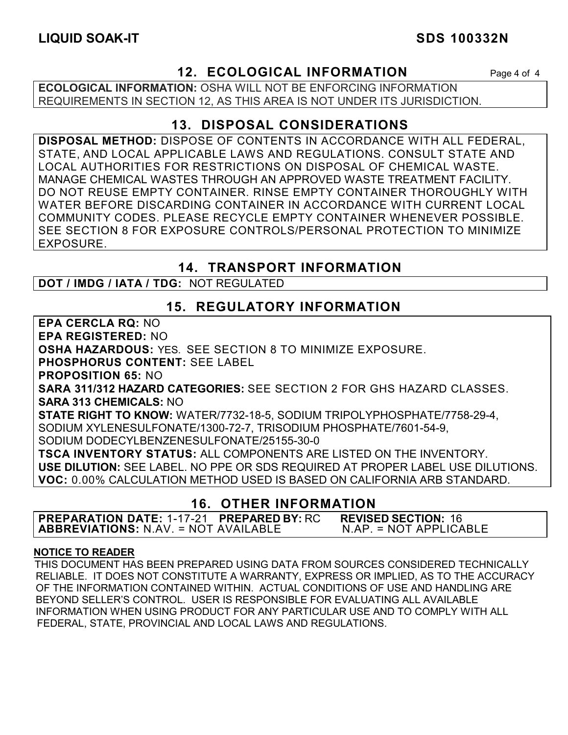## 12. ECOLOGICAL INFORMATION

**ECOLOGICAL INFORMATION:** OSHA WILL NOT BE ENFORCING INFORMATION REQUIREMENTS IN SECTION 12, AS THIS AREA IS NOT UNDER ITS JURISDICTION.

## 13. DISPOSAL CONSIDERATIONS

**DISPOSAL METHOD:** DISPOSE OF CONTENTS IN ACCORDANCE WITH ALL FEDERAL, STATE, AND LOCAL APPLICABLE LAWS AND REGULATIONS. CONSULT STATE AND LOCAL AUTHORITIES FOR RESTRICTIONS ON DISPOSAL OF CHEMICAL WASTE. MANAGE CHEMICAL WASTES THROUGH AN APPROVED WASTE TREATMENT FACILITY. DO NOT REUSE EMPTY CONTAINER. RINSE EMPTY CONTAINER THOROUGHLY WITH WATER BEFORE DISCARDING CONTAINER IN ACCORDANCE WITH CURRENT LOCAL COMMUNITY CODES. PLEASE RECYCLE EMPTY CONTAINER WHENEVER POSSIBLE. SEE SECTION 8 FOR EXPOSURE CONTROLS/PERSONAL PROTECTION TO MINIMIZE EXPOSURE.

## 14. TRANSPORT INFORMATION

**DOT / IMDG / IATA / TDG:** NOT REGULATED

## 15. REGULATORY INFORMATION

**EPA CERCLA RQ:** NO
**EPA REGISTERED:** NO
**OSHA HAZARDOUS:** YES. SEE SECTION 8 TO MINIMIZE EXPOSURE.
**PHOSPHORUS CONTENT:** SEE LABEL
**PROPOSITION 65:** NO
**SARA 311/312 HAZARD CATEGORIES:** SEE SECTION 2 FOR GHS HAZARD CLASSES.
**SARA 313 CHEMICALS:** NO
**STATE RIGHT TO KNOW:** WATER/7732-18-5, SODIUM TRIPOLYPHOSPHATE/7758-29-4, SODIUM XYLENESULFONATE/1300-72-7, TRISODIUM PHOSPHATE/7601-54-9, SODIUM DODECYLBENZENESULFONATE/25155-30-0
**TSCA INVENTORY STATUS:** ALL COMPONENTS ARE LISTED ON THE INVENTORY.
**USE DILUTION:** SEE LABEL. NO PPE OR SDS REQUIRED AT PROPER LABEL USE DILUTIONS.
**VOC:** 0.00% CALCULATION METHOD USED IS BASED ON CALIFORNIA ARB STANDARD.

## 16. OTHER INFORMATION

**PREPARATION DATE:** 1-17-21 **PREPARED BY:** RC **REVISED SECTION:** 16
**ABBREVIATIONS:** N.AV. = NOT AVAILABLE N.AP. = NOT APPLICABLE

**NOTICE TO READER**

THIS DOCUMENT HAS BEEN PREPARED USING DATA FROM SOURCES CONSIDERED TECHNICALLY RELIABLE. IT DOES NOT CONSTITUTE A WARRANTY, EXPRESS OR IMPLIED, AS TO THE ACCURACY OF THE INFORMATION CONTAINED WITHIN. ACTUAL CONDITIONS OF USE AND HANDLING ARE BEYOND SELLER'S CONTROL. USER IS RESPONSIBLE FOR EVALUATING ALL AVAILABLE INFORMATION WHEN USING PRODUCT FOR ANY PARTICULAR USE AND TO COMPLY WITH ALL FEDERAL, STATE, PROVINCIAL AND LOCAL LAWS AND REGULATIONS.